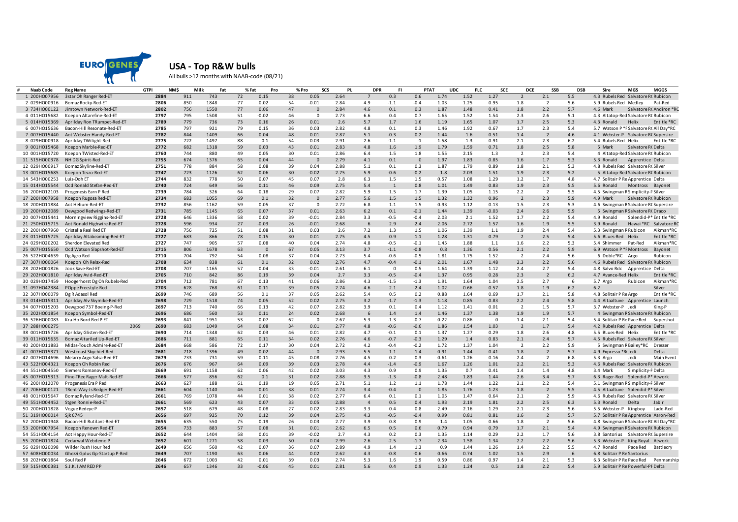# USA - Top R&W bulls

All bulls >12 months with NAAB-code (08/21)

| # | Naab Code | Reg Name | GTPI | NM$ | Milk | Fat | %Fat | Pro | %Pro | SCS | PL | DPR | FI | PTAT | UDC | FLC | SCE | DCE | SSB | DSB | Sire | MGS | MGGS |
|---|---|---|---|---|---|---|---|---|---|---|---|---|---|---|---|---|---|---|---|---|---|---|---|
| 1 | 200HO07956 | 3star Oh Ranger Red-ET | 2884 | 911 | 743 | 72 | 0.15 | 38 | 0.05 | 2.64 | 7 | 0.3 | 0.6 | 1.74 | 1.52 | 1.27 | 2 | 2.1 | 5.5 | 4.3 | Rubels Red | Salvatore R( | Rubicon |
| 2 | 029HO00916 | Bomaz Rocky-Red-ET | 2806 | 850 | 1848 | 77 | 0.02 | 54 | -0.01 | 2.84 | 4.9 | -1.1 | -0.4 | 1.03 | 1.25 | 0.95 | 1.8 | 2 | 5.6 | 5.9 | Rubels Red | Medley | Pat-Red |
| 3 | 734HO00122 | Jimtown Network-Red-ET | 2802 | 756 | 1550 | 77 | 0.06 | 47 | 0 | 2.84 | 4.6 | 0.1 | 0.3 | 1.87 | 1.48 | 0.41 | 1.8 | 2.2 | 5.7 | 4.6 | Mark | Salvatore R( | Andiron *RC |
| 4 | 011HO15682 | Koepon Altarefine-Red-ET | 2797 | 795 | 1508 | 51 | -0.02 | 46 | 0 | 2.73 | 6.6 | 0.4 | 0.7 | 1.65 | 1.52 | 1.54 | 2.3 | 2.6 | 5.1 | 4.3 | Altatop-Red | Salvatore R( | Rubicon |
| 5 | 014HO15369 | Aprilday Ron TRumpet-Red-ET | 2789 | 779 | 736 | 73 | 0.16 | 26 | 0.01 | 2.6 | 5.7 | 1.7 | 1.6 | 1.19 | 1.65 | 1.07 | 1.7 | 2.5 | 5.3 | 4.3 | Ronald | Helix | Entitle *RC |
| 6 | 007HO15636 | Bacon-Hill Resonate-Red-ET | 2785 | 797 | 921 | 79 | 0.15 | 36 | 0.03 | 2.82 | 4.8 | 0.1 | 0.3 | 1.46 | 1.92 | 0.67 | 1.7 | 2.3 | 5.4 | 5.7 | Watson P *F | Salvatore R( | All Day*RC |
| 7 | 007HO15440 | Aot Webster Handy-Red-ET | 2782 | 844 | 1409 | 66 | 0.04 | 48 | 0.01 | 2.87 | 5.1 | -0.3 | 0.2 | 1.44 | 1.6 | 0.51 | 1.4 | 2 | 4.6 | 4.1 | Webster-P | Salvatore R( | Supersire |
| 8 | 029HO00918 | Aprilday TWilight-Red | 2775 | 722 | 1497 | 88 | 0.1 | 54 | 0.03 | 2.91 | 2.6 | -1.1 | -1 | 1.58 | 1.3 | 0.91 | 2.1 | 2.3 | 6.2 | 5.4 | Rubels Red | Helix | Entitle *RC |
| 9 | 001HO15468 | Koepon Marble-Red-ET | 2772 | 682 | 1318 | 59 | 0.03 | 43 | 0.01 | 2.83 | 4.8 | 1.6 | 1.9 | 1.79 | 1.59 | 0.71 | 1.8 | 2.5 | 5.8 | 5 | Mark | Salvatore R( | Delta |
| 10 | 007HO15720 | Koepon TWisted-Red-ET | 2760 | 744 | 880 | 49 | 0.05 | 30 | 0.01 | 2.86 | 6.4 | 1.5 | 1.8 | 1.55 | 2.15 | 1.3 | 2 | 2.3 | 5.4 | 4 | Altatop-Red | Salvatore R( | Rubicon |
| 11 | 515HO00378 | NH DG Spirit-Red | 2755 | 674 | 1376 | 65 | 0.04 | 44 | 0 | 2.79 | 4.1 | 0.1 | 0 | 1.97 | 1.83 | 0.85 | 1.6 | 1.7 | 5.3 | 5.3 | Ronald | Apprentice | Delta |
| 12 | 029HO00917 | Bomaz Skyline-Red-ET | 2751 | 778 | 884 | 58 | 0.08 | 39 | 0.04 | 2.88 | 5.1 | 0.1 | 0.3 | 1.87 | 1.79 | 0.89 | 1.8 | 2.1 | 5.3 | 4.8 | Rubels Red | Salvatore R( | Silver |
| 13 | 001HO15685 | Koepon Tezzo-Red-ET | 2747 | 723 | 1126 | 62 | 0.06 | 30 | -0.02 | 2.75 | 5.9 | -0.6 | -0.2 | 1.8 | 2.03 | 1.51 | 1.9 | 2.3 | 5.2 | 5 | Altatop-Red | Salvatore R( | Rubicon |
| 14 | 543HO00253 | Luis-Ooh ET | 2744 | 832 | 778 | 50 | 0.07 | 45 | 0.07 | 2.8 | 6.3 | 1.5 | 1.5 | 0.57 | 1.08 | 1.29 | 1.2 | 1.7 | 4.8 | 4.7 | Solitair P Re | Apprentice | Delta |
| 15 | 014HO15544 | Ocd Ronald Stefan-Red-ET | 2740 | 724 | 649 | 56 | 0.11 | 46 | 0.09 | 2.75 | 5.4 | 1 | 0.8 | 1.01 | 1.49 | 0.83 | 1.9 | 2.3 | 5.5 | 5.6 | Ronald | Montross | Bayonet |
| 16 | 200HO12103 | Progenesis Earn P Red | 2739 | 784 | 326 | 64 | 0.18 | 29 | 0.07 | 2.82 | 5.9 | 1.5 | 1.7 | 1.39 | 1.05 | 1.15 | 2.2 | 2 | 5.5 | 4.5 | Swingman F | Simplicity-F | Silver |
| 17 | 200HO07958 | Koepon Rugosa Red-ET | 2734 | 683 | 1055 | 69 | 0.1 | 32 | 0 | 2.77 | 5.6 | 1.5 | 1.5 | 1.32 | 1.32 | 0.96 | 2 | 2.3 | 5.9 | 4.9 | Mark | Salvatore R( | Rubicon |
| 18 | 200HO11884 | Aot Helium-Red-ET | 2732 | 856 | 1162 | 59 | 0.05 | 37 | 0 | 2.72 | 6.8 | 1.1 | 1.5 | 0.93 | 1.12 | 0.13 | 1.5 | 2.3 | 5.3 | 4.6 | Swingman F | Salvatore R( | Supersire |
| 19 | 200HO12089 | Dewgood Redwings-Red-ET | 2731 | 785 | 1145 | 65 | 0.07 | 37 | 0.01 | 2.63 | 6.2 | 0.1 | -0.1 | 1.44 | 1.39 | -0.03 | 2.4 | 2.6 | 5.9 | 5 | Swingman F | Salvatore R( | Draco |
| 20 | 007HO15441 | Morningview Riggins-Red-ET | 2728 | 646 | 1336 | 58 | 0.02 | 39 | -0.01 | 2.84 | 3.3 | -0.5 | -0.4 | 2.03 | 2.1 | 1.52 | 1.7 | 2.2 | 5.4 | 4.9 | Ronald | Splendid-P* | Entitle *RC |
| 21 | 007HO15715 | Aot Ronald Highwire-Red-ET | 2728 | 596 | 934 | 27 | -0.03 | 26 | -0.01 | 2.68 | 6 | 2.9 | 2.4 | 2.06 | 2.72 | 1.57 | 1.6 | 1.9 | 5.5 | 3.9 | Ronald | Hawai *RC | Salvatore RC |
| 22 | 200HO07960 | Cristella Real Red ET | 2728 | 756 | 725 | 51 | 0.08 | 31 | 0.03 | 2.6 | 7.2 | 1.3 | 1.5 | 1.06 | 1.39 | 1.1 | 1.9 | 2.4 | 5.4 | 5.3 | Swingman F | Rubicon | Aikman*RC |
| 23 | 011HO15725 | Aprilday Altabeaming-Red-ET | 2727 | 683 | 866 | 78 | 0.15 | 30 | 0.01 | 2.75 | 4.5 | 0.9 | 1.1 | 1.28 | 1.31 | 0.79 | 2 | 2.5 | 5.4 | 5.6 | BLues-Red | Helix | Entitle *RC |
| 24 | 029HO20202 | Sherdon Elevated Red | 2727 | 747 | 905 | 57 | 0.08 | 40 | 0.04 | 2.74 | 4.8 | -0.5 | -0.1 | 1.45 | 1.88 | 1.1 | 1.6 | 2.2 | 5.3 | 5.4 | Shimmer | Pat-Red | Aikman*RC |
| 25 | 007HO15650 | Ocd Watson Slapshot-Red-ET | 2715 | 806 | 1678 | 63 | 0 | 67 | 0.05 | 3.13 | 3.7 | -1.1 | -0.8 | 0.8 | 1.36 | 0.56 | 2.1 | 2.2 | 5.9 | 6.9 | Watson P *F | Montross | Bayonet |
| 26 | 522HO04639 | Dg Agro Red | 2710 | 704 | 792 | 54 | 0.08 | 37 | 0.04 | 2.73 | 5.4 | -0.6 | -0.5 | 1.81 | 1.75 | 1.52 | 2 | 2.4 | 5.6 | 6 | Doble*RC | Argo | Rubicon |
| 27 | 307HO00064 | Koepon Oh Relax-Red | 2708 | 634 | 838 | 61 | 0.1 | 32 | 0.02 | 2.76 | 4.7 | -0.4 | -0.1 | 2.01 | 1.67 | 1.48 | 2.3 | 2.2 | 5.6 | 4.6 | Rubels Red | Salvatore R( | Rubicon |
| 28 | 202HO01826 | Jook Save-Red-ET | 2708 | 707 | 1165 | 57 | 0.04 | 33 | -0.01 | 2.61 | 6.1 | 0 | 0.5 | 1.64 | 1.39 | 1.12 | 2.4 | 2.7 | 5.4 | 4.8 | Salvo Rdc | Apprentice | Delta |
| 29 | 202HO01810 | Aprilday Avid-Red-ET | 2705 | 710 | 842 | 86 | 0.19 | 39 | 0.04 | 2.7 | 3.3 | -0.5 | -0.4 | 1.37 | 0.95 | 0.28 | 2.3 | 2 | 6.2 | 4.7 | Avance-Red | Helix | Entitle *RC |
| 30 | 029HO17459 | Hoogerhorst Dg Oh Rubels-Red | 2704 | 712 | 781 | 67 | 0.13 | 41 | 0.06 | 2.86 | 4.3 | -1.5 | -1.3 | 1.91 | 1.64 | 1.04 | 2.5 | 2.7 | 6 | 5.7 | Argo | Rubicon | Aikman*RC |
| 31 | 097HO42384 | POppe Freestyle-Red | 2703 | 628 | 768 | 61 | 0.11 | 39 | 0.05 | 2.74 | 4.6 | 2.1 | 2.4 | 1.02 | 0.66 | 0.57 | 1.8 | 1.9 | 6.2 | 6.2 | | | Silver |
| 32 | 307HO00079 | Dg R Adasol Red | 2699 | 746 | 689 | 56 | 0.1 | 37 | 0.05 | 2.62 | 5.4 | 0.5 | 0.2 | 0.88 | 1.64 | 0.69 | 1.7 | 2.1 | 5.8 | 4.8 | Solitair P Re | Argo | Entitle *RC |
| 33 | 014HO15311 | Aprilday Alv Skymike-Red-ET | 2698 | 729 | 1518 | 74 | 0.05 | 52 | 0.02 | 2.75 | 3.2 | -1.7 | -1.3 | 1.18 | 0.85 | 0.83 | 2.2 | 2.4 | 5.8 | 4.4 | Altaaltuve | Apprentice | Launch |
| 34 | 007HO15203 | Dewgood 737 Boeing-P-Red | 2697 | 713 | 740 | 66 | 0.13 | 42 | 0.07 | 2.82 | 3.9 | 0.1 | 0.4 | 1.12 | 1.41 | 0.01 | 2 | 1.5 | 5.7 | 3.7 | Webster-P *F | Jedi | King-P |
| 35 | 202HO01854 | Koepon Symbol-Red-ET | 2696 | 686 | 560 | 53 | 0.11 | 24 | 0.02 | 2.68 | 6 | 1.4 | 1.4 | 1.46 | 1.37 | 1.38 | 1.9 | 1.9 | 5.7 | 4 | Swingman F | Salvatore R( | Rubicon |
| 36 | 526HO00083 | Kra-Ho Bord Red P ET | 2693 | 841 | 1951 | 53 | -0.07 | 62 | 0 | 2.67 | 5.3 | -1.3 | -0.7 | 0.22 | 0.86 | 0 | 1.4 | 2.1 | 5.4 | 5.4 | Solitair P Re | Pace Red | Supershot |
| 37 | 288HO00275 | 2069 | 2690 | 683 | 1049 | 64 | 0.08 | 34 | 0.01 | 2.77 | 4.8 | -0.6 | -0.6 | 1.86 | 1.54 | 1.03 | 2 | 1.7 | 5.4 | 4.2 | Rubels Red | Apprentice | Delta |
| 38 | 001HO15726 | Aprilday Glisten-Red-ET | 2690 | 714 | 1348 | 62 | 0.03 | 46 | 0.01 | 2.82 | 4.7 | -0.1 | 0.1 | 1.37 | 1.27 | 0.29 | 1.8 | 2.6 | 4.8 | 5.5 | BLues-Red | Helix | Entitle *RC |
| 39 | 011HO15635 | Bomaz Altariled Up-Red-ET | 2686 | 711 | 881 | 65 | 0.11 | 34 | 0.02 | 2.76 | 4.6 | -0.7 | -0.3 | 1.29 | 1.4 | 0.83 | 2.1 | 2.4 | 5.7 | 4.5 | Rubels Red | Salvatore R( | Silver |
| 40 | 200HO11883 | Midas-Touch Admire-Red-ET | 2684 | 668 | 586 | 72 | 0.17 | 30 | 0.04 | 2.72 | 4.2 | -0.4 | -0.2 | 1.72 | 1.37 | 1.04 | 2 | 2.2 | 5.9 | 5 | Swingman F | Bailey*RC | Dresser |
| 41 | 007HO15371 | Westcoast Skychief-Red | 2681 | 718 | 1396 | 49 | -0.02 | 44 | 0 | 2.93 | 5.5 | 1.1 | 1.4 | 0.91 | 1.44 | 0.41 | 1.8 | 2 | 5.7 | 4.9 | Expresso *R | Jedi | Delta |
| 42 | 007HO14696 | Melarry Argo Salsa-Red-ET | 2679 | 733 | 731 | 59 | 0.11 | 45 | 0.08 | 2.76 | 4.5 | 0.2 | 0.3 | 0.61 | 1.26 | 0.16 | 2.4 | 2 | 6.8 | 5.3 | Argo | Jedi | Main Event |
| 43 | 522HO04321 | Koepon Oh Robin Red | 2676 | 676 | 967 | 64 | 0.09 | 39 | 0.03 | 2.78 | 4.4 | -1.4 | -0.9 | 1.67 | 1.26 | 1.01 | 2.2 | 2.1 | 5.3 | 4.6 | Rubels Red | Salvatore R( | Rubicon |
| 44 | 551HO04550 | Siemers Romanov-Red-ET | 2669 | 691 | 1158 | 62 | 0.06 | 42 | 0.02 | 3.03 | 4.3 | 0.9 | 0.9 | 1.35 | 0.7 | 0.41 | 1.4 | 1.4 | 4.8 | 3.4 | Mark | Simplicity-F | Delta |
| 45 | 007HO15313 | Pine-TRee Rager Malt-Red-ET | 2666 | 577 | 856 | 62 | 0.1 | 31 | 0.02 | 2.88 | 3.5 | -1.3 | -0.8 | 2.48 | 1.83 | 1.44 | 2.6 | 3.4 | 5.7 | 6.3 | Rager-Red | Splendid-P* | Atwork |
| 46 | 200HO12070 | Progenesis Era P Red | 2663 | 627 | 188 | 61 | 0.19 | 19 | 0.05 | 2.71 | 5.1 | 1.2 | 1.1 | 1.78 | 1.44 | 1.22 | 2.1 | 2.2 | 5.4 | 5.1 | Swingman F | Simplicity-F | Silver |
| 47 | 706HO00121 | TRent-Way-Js Redger-Red-ET | 2661 | 604 | 1140 | 46 | 0.01 | 38 | 0.01 | 2.74 | 3.4 | -0.4 | 0 | 1.85 | 1.76 | 1.23 | 1.8 | 2 | 5.5 | 4.5 | Altaaltuve | Splendid-P* | Silver |
| 48 | 001HO15647 | Bomaz Ryland-Red-ET | 2661 | 769 | 1078 | 44 | 0.01 | 38 | 0.02 | 2.77 | 6.4 | 0.1 | 0.1 | 1.05 | 1.47 | 0.64 | 2.1 | 2 | 5.9 | 4.6 | Rubels Red | Salvatore R( | Silver |
| 49 | 551HO04452 | Stgen Ronnie-Red-ET | 2661 | 569 | 623 | 43 | 0.07 | 33 | 0.05 | 2.88 | 4 | 0.5 | 0.4 | 1.93 | 2.19 | 1.81 | 2.2 | 2.5 | 6.3 | 5.3 | Ronald | Delta | Jabir |
| 50 | 200HO11828 | Vogue Redeye P | 2657 | 518 | 679 | 48 | 0.08 | 27 | 0.02 | 2.83 | 3.3 | 0.4 | 0.8 | 2.49 | 2.16 | 1.29 | 2.1 | 2.3 | 5.6 | 5.5 | Webster-P | Kingboy | Ladd-Red |
| 51 | 319HO00014 | Sjk 6745 | 2656 | 697 | 925 | 70 | 0.12 | 39 | 0.04 | 2.75 | 4.3 | -0.5 | -0.4 | 0.99 | 0.81 | 0.81 | 1.6 | 2 | 5.7 | 5.7 | Solitair P Re | Apprentice | Aaron-Red |
| 52 | 200HO11948 | Bacon-Hill Rutilant-Red-ET | 2655 | 635 | 550 | 75 | 0.19 | 26 | 0.03 | 2.77 | 3.9 | 0.8 | 0.9 | 1.4 | 1.05 | 0.66 | 1.8 | 2 | 5.6 | 4.8 | Swingman F | Salvatore R( | All Day*RC |
| 53 | 200HO07954 | Koepon Renown Red ET | 2654 | 733 | 883 | 57 | 0.08 | 31 | 0.01 | 2.62 | 6.5 | 0.5 | 0.6 | 0.79 | 0.94 | 0.79 | 1.7 | 2.1 | 5.4 | 4.9 | Swingman F | Salvatore R( | Rubicon |
| 54 | 551HO04154 | Aot Happy Hour-Red-ET | 2652 | 644 | 1404 | 58 | 0.01 | 39 | -0.02 | 2.7 | 4.3 | 0.2 | 0.3 | 1.35 | 1.14 | 0.29 | 2.2 | 1.7 | 5.6 | 3.8 | Santorius | Salvatore R( | Supersire |
| 55 | 200HO11824 | Cedarwal Webdemo P | 2652 | 601 | 1271 | 58 | 0.03 | 50 | 0.04 | 2.99 | 2.6 | -2.5 | -1.7 | 2.34 | 1.58 | 1.34 | 2.2 | 2.2 | 5.6 | 5.3 | Webster-P | King Royal | Atwork |
| 56 | 029HO20098 | Wilder Rush Hour Red | 2650 | 656 | 560 | 42 | 0.07 | 36 | 0.07 | 2.89 | 4.9 | 1.4 | 1.3 | 0.9 | 1.44 | 1.26 | 1.4 | 2.2 | 5.5 | 4.7 | Ronald | Pace Red | Battlecry |
| 57 | 608HO00034 | Ghezzi Gplus Gp-Startup P-Red | 2649 | 707 | 1190 | 63 | 0.06 | 44 | 0.02 | 2.62 | 4.3 | -0.8 | -0.6 | 0.66 | 0.74 | 1.02 | 1.5 | 2.9 | 6 | 6.8 | Solitair P Re | Santorius | |
| 58 | 202HO01864 | Soul Red P | 2646 | 672 | 1003 | 42 | 0.01 | 39 | 0.03 | 2.74 | 5.3 | 1.6 | 1.9 | 0.59 | 0.86 | 0.97 | 1.4 | 2.1 | 5.3 | 6.3 | Solitair P Re | Pace Red | Penmanship |
| 59 | 515HO00381 | S.J.K. I AM RED PP | 2646 | 657 | 1346 | 33 | -0.06 | 45 | 0.01 | 2.81 | 5.6 | 0.4 | 0.9 | 1.33 | 1.24 | 0.5 | 1.8 | 2.2 | 5.4 | 5.9 | Solitair P Re | Powerful-PF | Delta |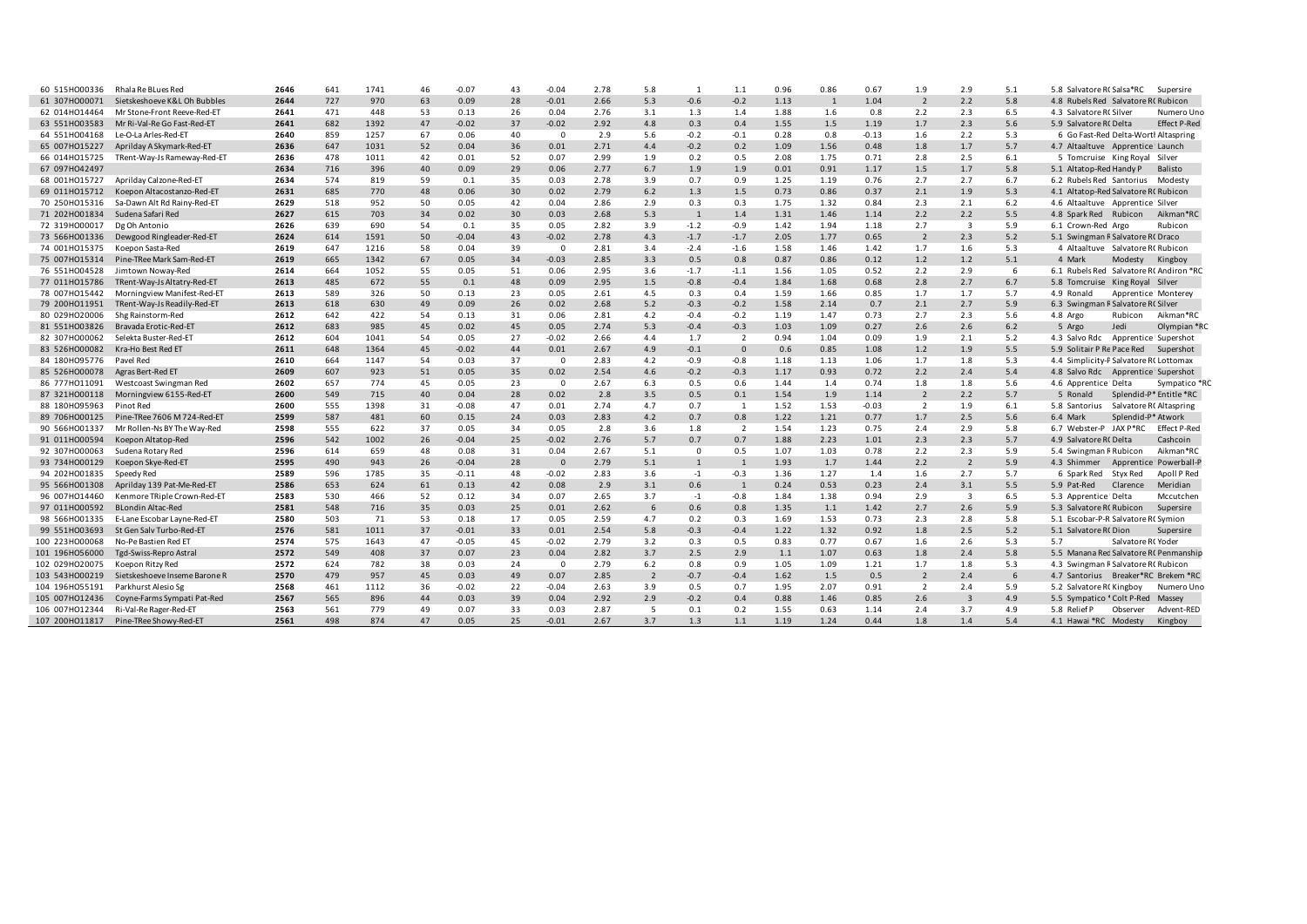| | | | | | | | | | | | | | | | | | | | | | | | |
|---|---|---|---|---|---|---|---|---|---|---|---|---|---|---|---|---|---|---|---|---|---|---|---|
| 60 | 515HO00336 | Rhala Re BLues Red | 2646 | 641 | 1741 | 46 | -0.07 | 43 | -0.04 | 2.78 | 5.8 | 1 | 1.1 | 0.96 | 0.86 | 0.67 | 1.9 | 2.9 | 5.1 | 5.8 | Salvatore R( | Salsa*RC | Supersire |
| 61 | 307HO00071 | Sietskeshoeve K&L Oh Bubbles | 2644 | 727 | 970 | 63 | 0.09 | 28 | -0.01 | 2.66 | 5.3 | -0.6 | -0.2 | 1.13 | 1 | 1.04 | 2 | 2.2 | 5.8 | 4.8 | Rubels Red | Salvatore R( | Rubicon |
| 62 | 014HO14464 | Mr Stone-Front Reeve-Red-ET | 2641 | 471 | 448 | 53 | 0.13 | 26 | 0.04 | 2.76 | 3.1 | 1.3 | 1.4 | 1.88 | 1.6 | 0.8 | 2.2 | 2.3 | 6.5 | 4.3 | Salvatore R( | Silver | Numero Uno |
| 63 | 551HO03583 | Mr Ri-Val-Re Go Fast-Red-ET | 2641 | 682 | 1392 | 47 | -0.02 | 37 | -0.02 | 2.92 | 4.8 | 0.3 | 0.4 | 1.55 | 1.5 | 1.19 | 1.7 | 2.3 | 5.9 | 5.9 | Salvatore R( | Delta | Effect P-Red |
| 64 | 551HO04168 | Le-O-La Arles-Red-ET | 2640 | 859 | 1257 | 67 | 0.06 | 40 | 0 | 2.9 | 5.6 | -0.2 | -0.1 | 0.28 | 0.8 | -0.13 | 1.6 | 2.2 | 5.3 | 6 | Go Fast-Red | Delta-Wortl | Altaspring |
| 65 | 007HO15227 | Aprilday A Skymark-Red-ET | 2636 | 647 | 1031 | 52 | 0.04 | 36 | 0.01 | 2.71 | 4.4 | -0.2 | 0.2 | 1.09 | 1.56 | 0.48 | 1.8 | 1.7 | 5.7 | 4.7 | Altaaltuve | Apprentice | Launch |
| 66 | 014HO15725 | TRent-Way-Js Rameway-Red-ET | 2636 | 478 | 1011 | 42 | 0.01 | 52 | 0.07 | 2.99 | 1.9 | 0.2 | 0.5 | 2.08 | 1.75 | 0.71 | 2.8 | 2.5 | 6.1 | 5 | Tomcruise | King Royal | Silver |
| 67 | 097HO42497 | | 2634 | 716 | 396 | 40 | 0.09 | 29 | 0.06 | 2.77 | 6.7 | 1.9 | 1.9 | 0.01 | 0.91 | 1.17 | 1.5 | 1.7 | 5.8 | 5.1 | Altatop-Red | Handy P | Balisto |
| 68 | 001HO15727 | Aprilday Calzone-Red-ET | 2634 | 574 | 819 | 59 | 0.1 | 35 | 0.03 | 2.78 | 3.9 | 0.7 | 0.9 | 1.25 | 1.19 | 0.76 | 2.7 | 2.7 | 6.7 | 6.2 | Rubels Red | Santorius | Modesty |
| 69 | 011HO15712 | Koepon Altacostanzo-Red-ET | 2631 | 685 | 770 | 48 | 0.06 | 30 | 0.02 | 2.79 | 6.2 | 1.3 | 1.5 | 0.73 | 0.86 | 0.37 | 2.1 | 1.9 | 5.3 | 4.1 | Altatop-Red | Salvatore R( | Rubicon |
| 70 | 250HO15316 | Sa-Dawn Alt Rd Rainy-Red-ET | 2629 | 518 | 952 | 50 | 0.05 | 42 | 0.04 | 2.86 | 2.9 | 0.3 | 0.3 | 1.75 | 1.32 | 0.84 | 2.3 | 2.1 | 6.2 | 4.6 | Altaaltuve | Apprentice | Silver |
| 71 | 202HO01834 | Sudena Safari Red | 2627 | 615 | 703 | 34 | 0.02 | 30 | 0.03 | 2.68 | 5.3 | 1 | 1.4 | 1.31 | 1.46 | 1.14 | 2.2 | 2.2 | 5.5 | 4.8 | Spark Red | Rubicon | Aikman*RC |
| 72 | 319HO00017 | Dg Oh Antonio | 2626 | 639 | 690 | 54 | 0.1 | 35 | 0.05 | 2.82 | 3.9 | -1.2 | -0.9 | 1.42 | 1.94 | 1.18 | 2.7 | 3 | 5.9 | 6.1 | Crown-Red | Argo | Rubicon |
| 73 | 566HO01336 | Dewgood Ringleader-Red-ET | 2624 | 614 | 1591 | 50 | -0.04 | 43 | -0.02 | 2.78 | 4.3 | -1.7 | -1.7 | 2.05 | 1.77 | 0.65 | 2 | 2.3 | 5.2 | 5.1 | Swingman F | Salvatore R( | Draco |
| 74 | 001HO15735 | Koepon Sasta-Red | 2619 | 647 | 1216 | 58 | 0.04 | 39 | 0 | 2.81 | 3.4 | -2.4 | -1.6 | 1.58 | 1.46 | 1.42 | 1.7 | 1.6 | 5.3 | 4 | Altaaltuve | Salvatore R( | Rubicon |
| 75 | 007HO15314 | Pine-TRee Mark Sam-Red-ET | 2619 | 665 | 1342 | 67 | 0.05 | 34 | -0.03 | 2.85 | 3.3 | 0.5 | 0.8 | 0.87 | 0.86 | 0.12 | 1.2 | 1.2 | 5.1 | 4 | Mark | Modesty | Kingboy |
| 76 | 551HO04528 | Jimtown Noway-Red | 2614 | 664 | 1052 | 55 | 0.05 | 51 | 0.06 | 2.95 | 3.6 | -1.7 | -1.1 | 1.56 | 1.05 | 0.52 | 2.2 | 2.9 | 6 | 6.1 | Rubels Red | Salvatore R( | Andiron *RC |
| 77 | 011HO15786 | TRent-Way-Js Altatry-Red-ET | 2613 | 485 | 672 | 55 | 0.1 | 48 | 0.09 | 2.95 | 1.5 | -0.8 | -0.4 | 1.84 | 1.68 | 0.68 | 2.8 | 2.7 | 6.7 | 5.8 | Tomcruise | King Royal | Silver |
| 78 | 007HO15442 | Morningview Manifest-Red-ET | 2613 | 589 | 326 | 50 | 0.13 | 23 | 0.05 | 2.61 | 4.5 | 0.3 | 0.4 | 1.59 | 1.66 | 0.85 | 1.7 | 1.7 | 5.7 | 4.9 | Ronald | Apprentice | Monterey |
| 79 | 200HO11951 | TRent-Way-Js Readily-Red-ET | 2613 | 618 | 630 | 49 | 0.09 | 26 | 0.02 | 2.68 | 5.2 | -0.3 | -0.2 | 1.58 | 2.14 | 0.7 | 2.1 | 2.7 | 5.9 | 6.3 | Swingman F | Salvatore R( | Silver |
| 80 | 029HO20006 | Shg Rainstorm-Red | 2612 | 642 | 422 | 54 | 0.13 | 31 | 0.06 | 2.81 | 4.2 | -0.4 | -0.2 | 1.19 | 1.47 | 0.73 | 2.7 | 2.3 | 5.6 | 4.8 | Argo | Rubicon | Aikman*RC |
| 81 | 551HO03826 | Bravada Erotic-Red-ET | 2612 | 683 | 985 | 45 | 0.02 | 45 | 0.05 | 2.74 | 5.3 | -0.4 | -0.3 | 1.03 | 1.09 | 0.27 | 2.6 | 2.6 | 6.2 | 5 | Argo | Jedi | Olympian *RC |
| 82 | 307HO00062 | Selekta Buster-Red-ET | 2612 | 604 | 1041 | 54 | 0.05 | 27 | -0.02 | 2.66 | 4.4 | 1.7 | 2 | 0.94 | 1.04 | 0.09 | 1.9 | 2.1 | 5.2 | 4.3 | Salvo Rdc | Apprentice | Supershot |
| 83 | 526HO00082 | Kra-Ho Best Red ET | 2611 | 648 | 1364 | 45 | -0.02 | 44 | 0.01 | 2.67 | 4.9 | -0.1 | 0 | 0.6 | 0.85 | 1.08 | 1.2 | 1.9 | 5.5 | 5.9 | Solitair P Re | Pace Red | Supershot |
| 84 | 180HO95776 | Pavel Red | 2610 | 664 | 1147 | 54 | 0.03 | 37 | 0 | 2.83 | 4.2 | -0.9 | -0.8 | 1.18 | 1.13 | 1.06 | 1.7 | 1.8 | 5.3 | 4.4 | Simplicity-F | Salvatore R( | Lottomax |
| 85 | 526HO00078 | Agras Bert-Red ET | 2609 | 607 | 923 | 51 | 0.05 | 35 | 0.02 | 2.54 | 4.6 | -0.2 | -0.3 | 1.17 | 0.93 | 0.72 | 2.2 | 2.4 | 5.4 | 4.8 | Salvo Rdc | Apprentice | Supershot |
| 86 | 777HO11091 | Westcoast Swingman Red | 2602 | 657 | 774 | 45 | 0.05 | 23 | 0 | 2.67 | 6.3 | 0.5 | 0.6 | 1.44 | 1.4 | 0.74 | 1.8 | 1.8 | 5.6 | 4.6 | Apprentice | Delta | Sympatico *RC |
| 87 | 321HO00118 | Morningview 6155-Red-ET | 2600 | 549 | 715 | 40 | 0.04 | 28 | 0.02 | 2.8 | 3.5 | 0.5 | 0.1 | 1.54 | 1.9 | 1.14 | 2 | 2.2 | 5.7 | 5 | Ronald | Splendid-P* | Entitle *RC |
| 88 | 180HO95963 | Pinot Red | 2600 | 555 | 1398 | 31 | -0.08 | 47 | 0.01 | 2.74 | 4.7 | 0.7 | 1 | 1.52 | 1.53 | -0.03 | 2 | 1.9 | 6.1 | 5.8 | Santorius | Salvatore R( | Altaspring |
| 89 | 706HO00125 | Pine-TRee 7606 M 724-Red-ET | 2599 | 587 | 481 | 60 | 0.15 | 24 | 0.03 | 2.83 | 4.2 | 0.7 | 0.8 | 1.22 | 1.21 | 0.77 | 1.7 | 2.5 | 5.6 | 6.4 | Mark | Splendid-P* | Atwork |
| 90 | 566HO01337 | Mr Rollen-Ns BY The Way-Red | 2598 | 555 | 622 | 37 | 0.05 | 34 | 0.05 | 2.8 | 3.6 | 1.8 | 2 | 1.54 | 1.23 | 0.75 | 2.4 | 2.9 | 5.8 | 6.7 | Webster-P | JAX P*RC | Effect P-Red |
| 91 | 011HO00594 | Koepon Altatop-Red | 2596 | 542 | 1002 | 26 | -0.04 | 25 | -0.02 | 2.76 | 5.7 | 0.7 | 0.7 | 1.88 | 2.23 | 1.01 | 2.3 | 2.3 | 5.7 | 4.9 | Salvatore R( | Delta | Cashcoin |
| 92 | 307HO00063 | Sudena Rotary Red | 2596 | 614 | 659 | 48 | 0.08 | 31 | 0.04 | 2.67 | 5.1 | 0 | 0.5 | 1.07 | 1.03 | 0.78 | 2.2 | 2.3 | 5.9 | 5.4 | Swingman F | Rubicon | Aikman*RC |
| 93 | 734HO00129 | Koepon Skye-Red-ET | 2595 | 490 | 943 | 26 | -0.04 | 28 | 0 | 2.79 | 5.1 | 1 | 1 | 1.93 | 1.7 | 1.44 | 2.2 | 2 | 5.9 | 4.3 | Shimmer | Apprentice | Powerball-P |
| 94 | 202HO01835 | Speedy Red | 2589 | 596 | 1785 | 35 | -0.11 | 48 | -0.02 | 2.83 | 3.6 | -1 | -0.3 | 1.36 | 1.27 | 1.4 | 1.6 | 2.7 | 5.7 | 6 | Spark Red | Styx Red | Apoll P Red |
| 95 | 566HO01308 | Aprilday 139 Pat-Me-Red-ET | 2586 | 653 | 624 | 61 | 0.13 | 42 | 0.08 | 2.9 | 3.1 | 0.6 | 1 | 0.24 | 0.53 | 0.23 | 2.4 | 3.1 | 5.5 | 5.9 | Pat-Red | Clarence | Meridian |
| 96 | 007HO14460 | Kenmore TRiple Crown-Red-ET | 2583 | 530 | 466 | 52 | 0.12 | 34 | 0.07 | 2.65 | 3.7 | -1 | -0.8 | 1.84 | 1.38 | 0.94 | 2.9 | 3 | 6.5 | 5.3 | Apprentice | Delta | Mccutchen |
| 97 | 011HO00592 | BLondin Altac-Red | 2581 | 548 | 716 | 35 | 0.03 | 25 | 0.01 | 2.62 | 6 | 0.6 | 0.8 | 1.35 | 1.1 | 1.42 | 2.7 | 2.6 | 5.9 | 5.3 | Salvatore R( | Rubicon | Supersire |
| 98 | 566HO01335 | E-Lane Escobar Layne-Red-ET | 2580 | 503 | 71 | 53 | 0.18 | 17 | 0.05 | 2.59 | 4.7 | 0.2 | 0.3 | 1.69 | 1.53 | 0.73 | 2.3 | 2.8 | 5.8 | 5.1 | Escobar-P-R | Salvatore R( | Symion |
| 99 | 551HO03693 | St Gen Salv Turbo-Red-ET | 2576 | 581 | 1011 | 37 | -0.01 | 33 | 0.01 | 2.54 | 5.8 | -0.3 | -0.4 | 1.22 | 1.32 | 0.92 | 1.8 | 2.5 | 5.2 | 5.1 | Salvatore R( | Dion | Supersire |
| 100 | 223HO00068 | No-Pe Bastien Red ET | 2574 | 575 | 1643 | 47 | -0.05 | 45 | -0.02 | 2.79 | 3.2 | 0.3 | 0.5 | 0.83 | 0.77 | 0.67 | 1.6 | 2.6 | 5.3 | 5.7 | | Salvatore R( | Yoder |
| 101 | 196HO56000 | Tgd-Swiss-Repro Astral | 2572 | 549 | 408 | 37 | 0.07 | 23 | 0.04 | 2.82 | 3.7 | 2.5 | 2.9 | 1.1 | 1.07 | 0.63 | 1.8 | 2.4 | 5.8 | 5.5 | Manana Rec | Salvatore R( | Penmanship |
| 102 | 029HO20075 | Koepon Ritzy Red | 2572 | 624 | 782 | 38 | 0.03 | 24 | 0 | 2.79 | 6.2 | 0.8 | 0.9 | 1.05 | 1.09 | 1.21 | 1.7 | 1.8 | 5.3 | 4.3 | Swingman F | Salvatore R( | Rubicon |
| 103 | 543HO00219 | Sietskeshoeve Inseme Barone R | 2570 | 479 | 957 | 45 | 0.03 | 49 | 0.07 | 2.85 | 2 | -0.7 | -0.4 | 1.62 | 1.5 | 0.5 | 2 | 2.4 | 6 | 4.7 | Santorius | Breaker*RC | Brekem *RC |
| 104 | 196HO55191 | Parkhurst Alesio Sg | 2568 | 461 | 1112 | 36 | -0.02 | 22 | -0.04 | 2.63 | 3.9 | 0.5 | 0.7 | 1.95 | 2.07 | 0.91 | 2 | 2.4 | 5.9 | 5.2 | Salvatore R( | Kingboy | Numero Uno |
| 105 | 007HO12436 | Coyne-Farms Sympati Pat-Red | 2567 | 565 | 896 | 44 | 0.03 | 39 | 0.04 | 2.92 | 2.9 | -0.2 | 0.4 | 0.88 | 1.46 | 0.85 | 2.6 | 3 | 4.9 | 5.5 | Sympatico * | Colt P-Red | Massey |
| 106 | 007HO12344 | Ri-Val-Re Rager-Red-ET | 2563 | 561 | 779 | 49 | 0.07 | 33 | 0.03 | 2.87 | 5 | 0.1 | 0.2 | 1.55 | 0.63 | 1.14 | 2.4 | 3.7 | 4.9 | 5.8 | Relief P | Observer | Advent-RED |
| 107 | 200HO11817 | Pine-TRee Showy-Red-ET | 2561 | 498 | 874 | 47 | 0.05 | 25 | -0.01 | 2.67 | 3.7 | 1.3 | 1.1 | 1.19 | 1.24 | 0.44 | 1.8 | 1.4 | 5.4 | 4.1 | Hawai *RC | Modesty | Kingboy |